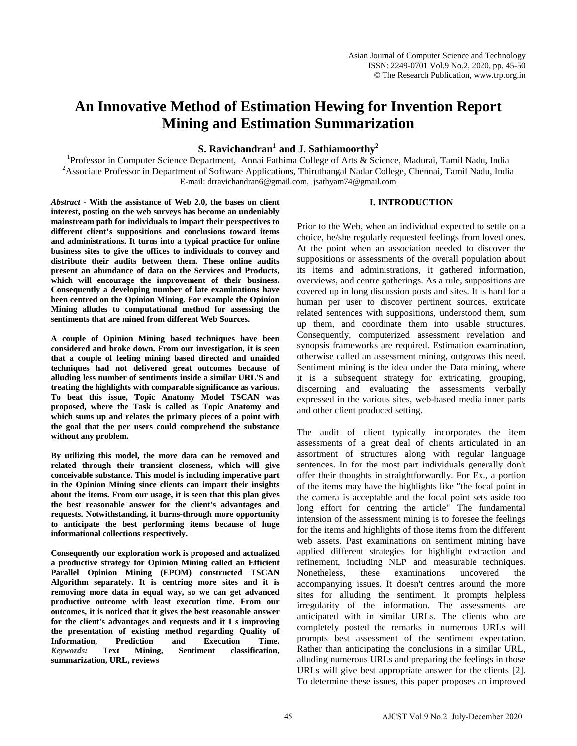# An Innovative Method of Estimation Hewing for Invention Report Mining and Estimation Summarization

**S. Ravichandran[1] and J. Sathiamoorthy[2]**

[1]Professor in Computer Science Department, Annai Fathima College of Arts & Science, Madurai, Tamil Nadu, India
[2]Associate Professor in Department of Software Applications, Thiruthangal Nadar College, Chennai, Tamil Nadu, India
E-mail: drravichandran6@gmail.com, jsathyam74@gmail.com

***Abstract* - With the assistance of Web 2.0, the bases on client interest, posting on the web surveys has become an undeniably mainstream path for individuals to impart their perspectives to different client's suppositions and conclusions toward items and administrations. It turns into a typical practice for online business sites to give the offices to individuals to convey and distribute their audits between them. These online audits present an abundance of data on the Services and Products, which will encourage the improvement of their business. Consequently a developing number of late examinations have been centred on the Opinion Mining. For example the Opinion Mining alludes to computational method for assessing the sentiments that are mined from different Web Sources.**

**A couple of Opinion Mining based techniques have been considered and broke down. From our investigation, it is seen that a couple of feeling mining based directed and unaided techniques had not delivered great outcomes because of alluding less number of sentiments inside a similar URL'S and treating the highlights with comparable significance as various. To beat this issue, Topic Anatomy Model TSCAN was proposed, where the Task is called as Topic Anatomy and which sums up and relates the primary pieces of a point with the goal that the per users could comprehend the substance without any problem.**

**By utilizing this model, the more data can be removed and related through their transient closeness, which will give conceivable substance. This model is including imperative part in the Opinion Mining since clients can impart their insights about the items. From our usage, it is seen that this plan gives the best reasonable answer for the client's advantages and requests. Notwithstanding, it burns-through more opportunity to anticipate the best performing items because of huge informational collections respectively.**

**Consequently our exploration work is proposed and actualized a productive strategy for Opinion Mining called an Efficient Parallel Opinion Mining (EPOM) constructed TSCAN Algorithm separately. It is centring more sites and it is removing more data in equal way, so we can get advanced productive outcome with least execution time. From our outcomes, it is noticed that it gives the best reasonable answer for the client's advantages and requests and it I s improving the presentation of existing method regarding Quality of Information, Prediction and Execution Time.**

***Keywords:* Text Mining, Sentiment classification, summarization, URL, reviews**

## I. INTRODUCTION

Prior to the Web, when an individual expected to settle on a choice, he/she regularly requested feelings from loved ones. At the point when an association needed to discover the suppositions or assessments of the overall population about its items and administrations, it gathered information, overviews, and centre gatherings. As a rule, suppositions are covered up in long discussion posts and sites. It is hard for a human per user to discover pertinent sources, extricate related sentences with suppositions, understood them, sum up them, and coordinate them into usable structures. Consequently, computerized assessment revelation and synopsis frameworks are required. Estimation examination, otherwise called an assessment mining, outgrows this need. Sentiment mining is the idea under the Data mining, where it is a subsequent strategy for extricating, grouping, discerning and evaluating the assessments verbally expressed in the various sites, web-based media inner parts and other client produced setting.

The audit of client typically incorporates the item assessments of a great deal of clients articulated in an assortment of structures along with regular language sentences. In for the most part individuals generally don't offer their thoughts in straightforwardly. For Ex., a portion of the items may have the highlights like "the focal point in the camera is acceptable and the focal point sets aside too long effort for centring the article" The fundamental intension of the assessment mining is to foresee the feelings for the items and highlights of those items from the different web assets. Past examinations on sentiment mining have applied different strategies for highlight extraction and refinement, including NLP and measurable techniques. Nonetheless, these examinations uncovered the accompanying issues. It doesn't centres around the more sites for alluding the sentiment. It prompts helpless irregularity of the information. The assessments are anticipated with in similar URLs. The clients who are completely posted the remarks in numerous URLs will prompts best assessment of the sentiment expectation. Rather than anticipating the conclusions in a similar URL, alluding numerous URLs and preparing the feelings in those URLs will give best appropriate answer for the clients [2]. To determine these issues, this paper proposes an improved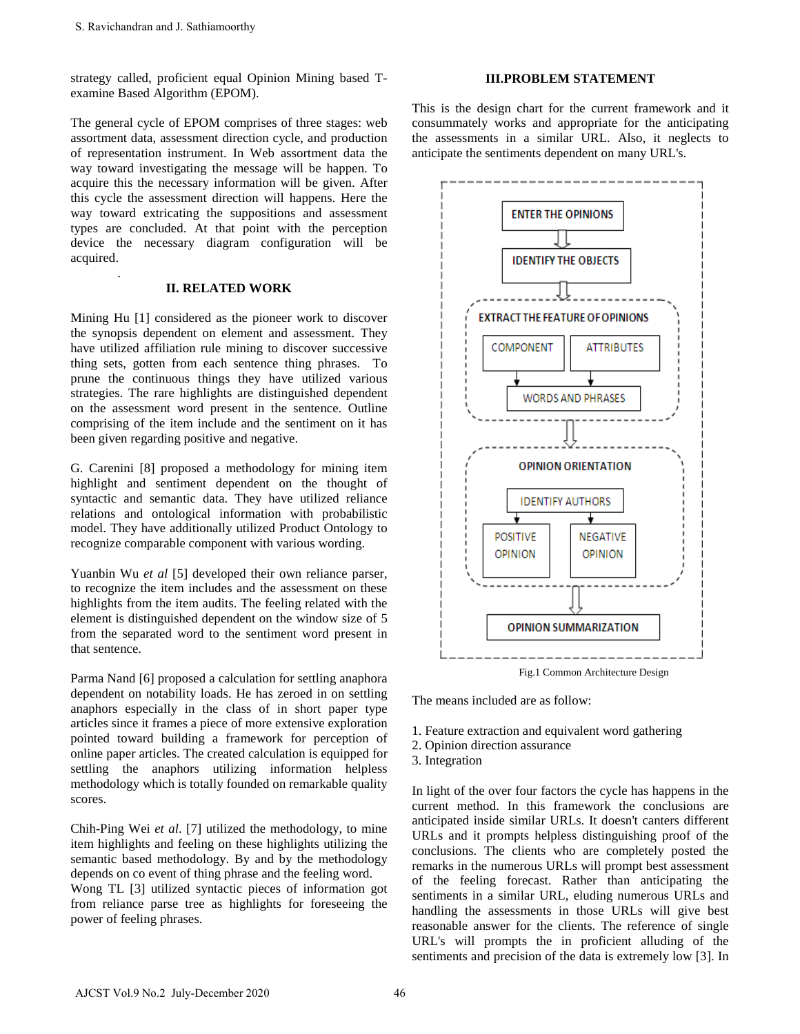strategy called, proficient equal Opinion Mining based T-examine Based Algorithm (EPOM).

The general cycle of EPOM comprises of three stages: web assortment data, assessment direction cycle, and production of representation instrument. In Web assortment data the way toward investigating the message will be happen. To acquire this the necessary information will be given. After this cycle the assessment direction will happens. Here the way toward extricating the suppositions and assessment types are concluded. At that point with the perception device the necessary diagram configuration will be acquired.

## II. RELATED WORK

Mining Hu [1] considered as the pioneer work to discover the synopsis dependent on element and assessment. They have utilized affiliation rule mining to discover successive thing sets, gotten from each sentence thing phrases. To prune the continuous things they have utilized various strategies. The rare highlights are distinguished dependent on the assessment word present in the sentence. Outline comprising of the item include and the sentiment on it has been given regarding positive and negative.

G. Carenini [8] proposed a methodology for mining item highlight and sentiment dependent on the thought of syntactic and semantic data. They have utilized reliance relations and ontological information with probabilistic model. They have additionally utilized Product Ontology to recognize comparable component with various wording.

Yuanbin Wu *et al* [5] developed their own reliance parser, to recognize the item includes and the assessment on these highlights from the item audits. The feeling related with the element is distinguished dependent on the window size of 5 from the separated word to the sentiment word present in that sentence.

Parma Nand [6] proposed a calculation for settling anaphora dependent on notability loads. He has zeroed in on settling anaphors especially in the class of in short paper type articles since it frames a piece of more extensive exploration pointed toward building a framework for perception of online paper articles. The created calculation is equipped for settling the anaphors utilizing information helpless methodology which is totally founded on remarkable quality scores.

Chih-Ping Wei *et al*. [7] utilized the methodology, to mine item highlights and feeling on these highlights utilizing the semantic based methodology. By and by the methodology depends on co event of thing phrase and the feeling word.

Wong TL [3] utilized syntactic pieces of information got from reliance parse tree as highlights for foreseeing the power of feeling phrases.

## III.PROBLEM STATEMENT

This is the design chart for the current framework and it consummately works and appropriate for the anticipating the assessments in a similar URL. Also, it neglects to anticipate the sentiments dependent on many URL's.

ENTER THE OPINIONS → IDENTIFY THE OBJECTS → EXTRACT THE FEATURE OF OPINIONS (COMPONENT, ATTRIBUTES → WORDS AND PHRASES) → OPINION ORIENTATION (IDENTIFY AUTHORS → POSITIVE OPINION, NEGATIVE OPINION) → OPINION SUMMARIZATION

Fig.1 Common Architecture Design

The means included are as follow:

1. Feature extraction and equivalent word gathering
2. Opinion direction assurance
3. Integration

In light of the over four factors the cycle has happens in the current method. In this framework the conclusions are anticipated inside similar URLs. It doesn't canters different URLs and it prompts helpless distinguishing proof of the conclusions. The clients who are completely posted the remarks in the numerous URLs will prompt best assessment of the feeling forecast. Rather than anticipating the sentiments in a similar URL, eluding numerous URLs and handling the assessments in those URLs will give best reasonable answer for the clients. The reference of single URL's will prompts the in proficient alluding of the sentiments and precision of the data is extremely low [3]. In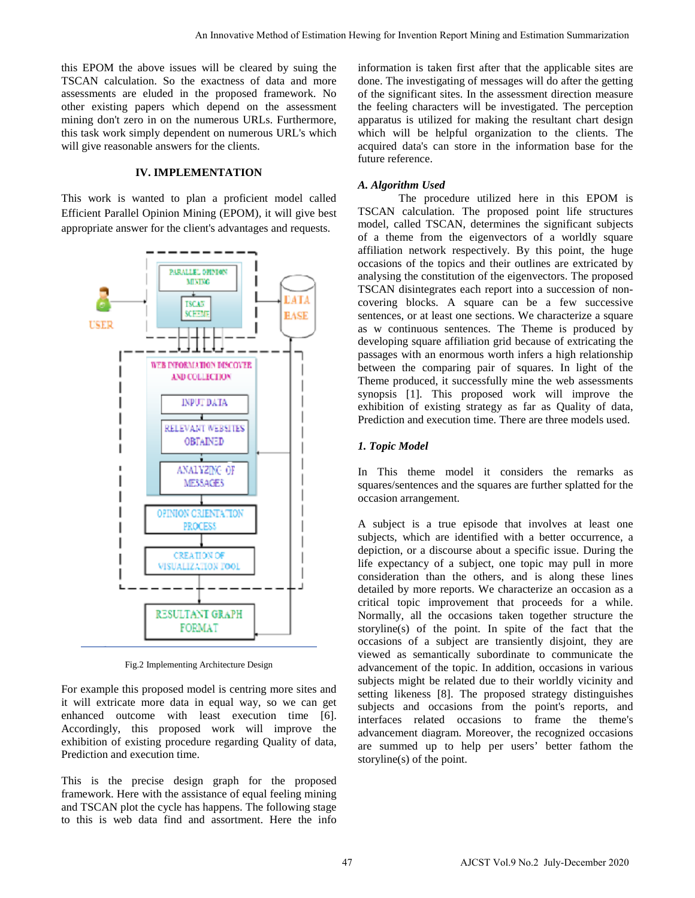this EPOM the above issues will be cleared by suing the TSCAN calculation. So the exactness of data and more assessments are eluded in the proposed framework. No other existing papers which depend on the assessment mining don't zero in on the numerous URLs. Furthermore, this task work simply dependent on numerous URL's which will give reasonable answers for the clients.

## IV. IMPLEMENTATION

This work is wanted to plan a proficient model called Efficient Parallel Opinion Mining (EPOM), it will give best appropriate answer for the client's advantages and requests.

Fig.2 Implementing Architecture Design

For example this proposed model is centring more sites and it will extricate more data in equal way, so we can get enhanced outcome with least execution time [6]. Accordingly, this proposed work will improve the exhibition of existing procedure regarding Quality of data, Prediction and execution time.

This is the precise design graph for the proposed framework. Here with the assistance of equal feeling mining and TSCAN plot the cycle has happens. The following stage to this is web data find and assortment. Here the info information is taken first after that the applicable sites are done. The investigating of messages will do after the getting of the significant sites. In the assessment direction measure the feeling characters will be investigated. The perception apparatus is utilized for making the resultant chart design which will be helpful organization to the clients. The acquired data's can store in the information base for the future reference.

### *A. Algorithm Used*

The procedure utilized here in this EPOM is TSCAN calculation. The proposed point life structures model, called TSCAN, determines the significant subjects of a theme from the eigenvectors of a worldly square affiliation network respectively. By this point, the huge occasions of the topics and their outlines are extricated by analysing the constitution of the eigenvectors. The proposed TSCAN disintegrates each report into a succession of non-covering blocks. A square can be a few successive sentences, or at least one sections. We characterize a square as w continuous sentences. The Theme is produced by developing square affiliation grid because of extricating the passages with an enormous worth infers a high relationship between the comparing pair of squares. In light of the Theme produced, it successfully mine the web assessments synopsis [1]. This proposed work will improve the exhibition of existing strategy as far as Quality of data, Prediction and execution time. There are three models used.

#### *1. Topic Model*

In This theme model it considers the remarks as squares/sentences and the squares are further splatted for the occasion arrangement.

A subject is a true episode that involves at least one subjects, which are identified with a better occurrence, a depiction, or a discourse about a specific issue. During the life expectancy of a subject, one topic may pull in more consideration than the others, and is along these lines detailed by more reports. We characterize an occasion as a critical topic improvement that proceeds for a while. Normally, all the occasions taken together structure the storyline(s) of the point. In spite of the fact that the occasions of a subject are transiently disjoint, they are viewed as semantically subordinate to communicate the advancement of the topic. In addition, occasions in various subjects might be related due to their worldly vicinity and setting likeness [8]. The proposed strategy distinguishes subjects and occasions from the point's reports, and interfaces related occasions to frame the theme's advancement diagram. Moreover, the recognized occasions are summed up to help per users' better fathom the storyline(s) of the point.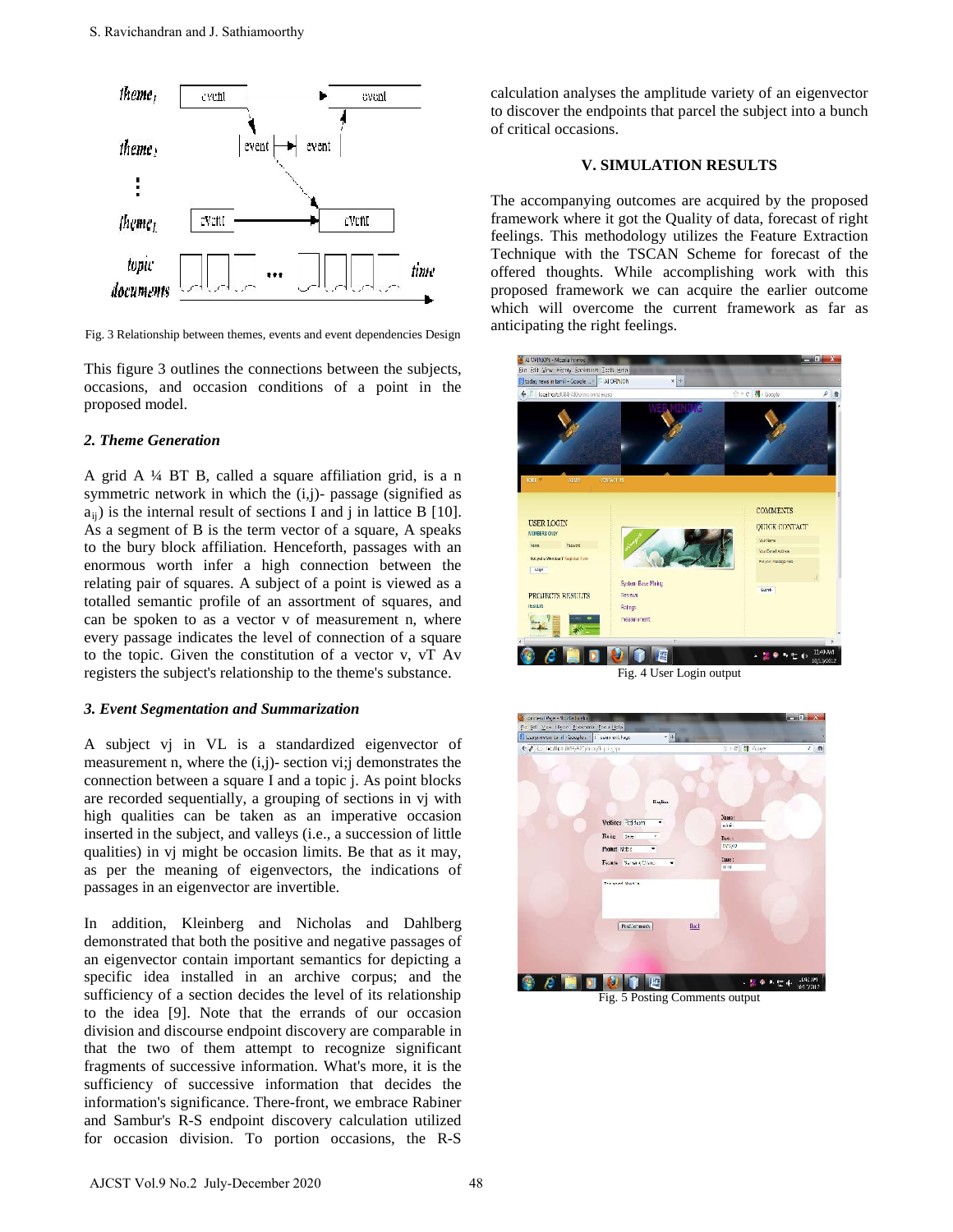Fig. 3 Relationship between themes, events and event dependencies Design

This figure 3 outlines the connections between the subjects, occasions, and occasion conditions of a point in the proposed model.

### 2. Theme Generation

A grid A ¼ BT B, called a square affiliation grid, is a n symmetric network in which the (i,j)- passage (signified as $a_{ij}$) is the internal result of sections I and j in lattice B [10]. As a segment of B is the term vector of a square, A speaks to the bury block affiliation. Henceforth, passages with an enormous worth infer a high connection between the relating pair of squares. A subject of a point is viewed as a totalled semantic profile of an assortment of squares, and can be spoken to as a vector v of measurement n, where every passage indicates the level of connection of a square to the topic. Given the constitution of a vector v, $v^T Av$ registers the subject's relationship to the theme's substance.

### 3. Event Segmentation and Summarization

A subject vj in VL is a standardized eigenvector of measurement n, where the (i,j)- section vi;j demonstrates the connection between a square I and a topic j. As point blocks are recorded sequentially, a grouping of sections in vj with high qualities can be taken as an imperative occasion inserted in the subject, and valleys (i.e., a succession of little qualities) in vj might be occasion limits. Be that as it may, as per the meaning of eigenvectors, the indications of passages in an eigenvector are invertible.

In addition, Kleinberg and Nicholas and Dahlberg demonstrated that both the positive and negative passages of an eigenvector contain important semantics for depicting a specific idea installed in an archive corpus; and the sufficiency of a section decides the level of its relationship to the idea [9]. Note that the errands of our occasion division and discourse endpoint discovery are comparable in that the two of them attempt to recognize significant fragments of successive information. What's more, it is the sufficiency of successive information that decides the information's significance. There-front, we embrace Rabiner and Sambur's R-S endpoint discovery calculation utilized for occasion division. To portion occasions, the R-S calculation analyses the amplitude variety of an eigenvector to discover the endpoints that parcel the subject into a bunch of critical occasions.

## V. SIMULATION RESULTS

The accompanying outcomes are acquired by the proposed framework where it got the Quality of data, forecast of right feelings. This methodology utilizes the Feature Extraction Technique with the TSCAN Scheme for forecast of the offered thoughts. While accomplishing work with this proposed framework we can acquire the earlier outcome which will overcome the current framework as far as anticipating the right feelings.

Fig. 4 User Login output

Fig. 5 Posting Comments output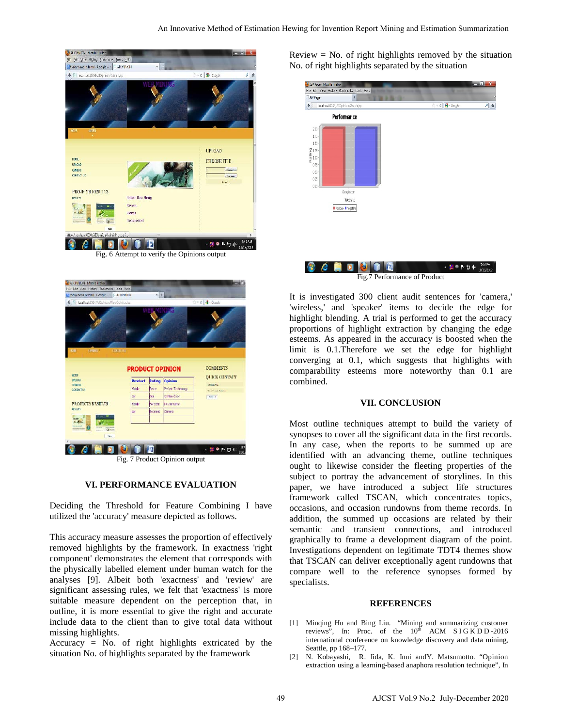Fig. 6 Attempt to verify the Opinions output

Fig. 7 Product Opinion output

## VI. PERFORMANCE EVALUATION

Deciding the Threshold for Feature Combining I have utilized the 'accuracy' measure depicted as follows.

This accuracy measure assesses the proportion of effectively removed highlights by the framework. In exactness 'right component' demonstrates the element that corresponds with the physically labelled element under human watch for the analyses [9]. Albeit both 'exactness' and 'review' are significant assessing rules, we felt that 'exactness' is more suitable measure dependent on the perception that, in outline, it is more essential to give the right and accurate include data to the client than to give total data without missing highlights.

Accuracy = No. of right highlights extricated by the situation No. of highlights separated by the framework

Review = No. of right highlights removed by the situation No. of right highlights separated by the situation

Fig.7 Performance of Product

It is investigated 300 client audit sentences for 'camera,' 'wireless,' and 'speaker' items to decide the edge for highlight blending. A trial is performed to get the accuracy proportions of highlight extraction by changing the edge esteems. As appeared in the accuracy is boosted when the limit is 0.1.Therefore we set the edge for highlight converging at 0.1, which suggests that highlights with comparability esteems more noteworthy than 0.1 are combined.

## VII. CONCLUSION

Most outline techniques attempt to build the variety of synopses to cover all the significant data in the first records. In any case, when the reports to be summed up are identified with an advancing theme, outline techniques ought to likewise consider the fleeting properties of the subject to portray the advancement of storylines. In this paper, we have introduced a subject life structures framework called TSCAN, which concentrates topics, occasions, and occasion rundowns from theme records. In addition, the summed up occasions are related by their semantic and transient connections, and introduced graphically to frame a development diagram of the point. Investigations dependent on legitimate TDT4 themes show that TSCAN can deliver exceptionally agent rundowns that compare well to the reference synopses formed by specialists.

## REFERENCES

[1] Minqing Hu and Bing Liu. "Mining and summarizing customer reviews", In: Proc. of the 10th ACM SIGKDD-2016 international conference on knowledge discovery and data mining, Seattle, pp 168–177.

[2] N. Kobayashi, R. Iida, K. Inui andY. Matsumotto. "Opinion extraction using a learning-based anaphora resolution technique", In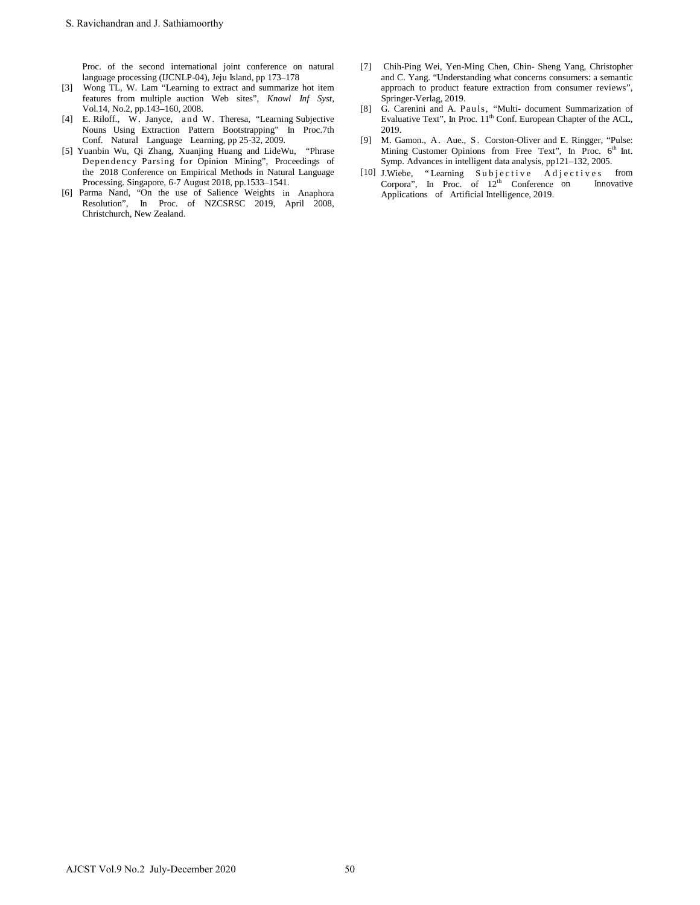Proc. of the second international joint conference on natural language processing (IJCNLP-04), Jeju Island, pp 173–178

[3] Wong TL, W. Lam "Learning to extract and summarize hot item features from multiple auction Web sites", *Knowl Inf Syst*, Vol.14, No.2, pp.143–160, 2008.

[4] E. Riloff., W. Janyce, and W. Theresa, "Learning Subjective Nouns Using Extraction Pattern Bootstrapping" In Proc.7th Conf. Natural Language Learning, pp 25-32, 2009.

[5] Yuanbin Wu, Qi Zhang, Xuanjing Huang and LideWu, "Phrase Dependency Parsing for Opinion Mining", Proceedings of the 2018 Conference on Empirical Methods in Natural Language Processing. Singapore, 6-7 August 2018, pp.1533–1541.

[6] Parma Nand, "On the use of Salience Weights in Anaphora Resolution", In Proc. of NZCSRSC 2019, April 2008, Christchurch, New Zealand.

[7] Chih-Ping Wei, Yen-Ming Chen, Chin- Sheng Yang, Christopher and C. Yang. "Understanding what concerns consumers: a semantic approach to product feature extraction from consumer reviews", Springer-Verlag, 2019.

[8] G. Carenini and A. Pauls, "Multi- document Summarization of Evaluative Text", In Proc. 11th Conf. European Chapter of the ACL, 2019.

[9] M. Gamon., A. Aue., S. Corston-Oliver and E. Ringger, "Pulse: Mining Customer Opinions from Free Text", In Proc. 6th Int. Symp. Advances in intelligent data analysis, pp121–132, 2005.

[10] J.Wiebe, "Learning Subjective Adjectives from Corpora", In Proc. of 12th Conference on Innovative Applications of Artificial Intelligence, 2019.